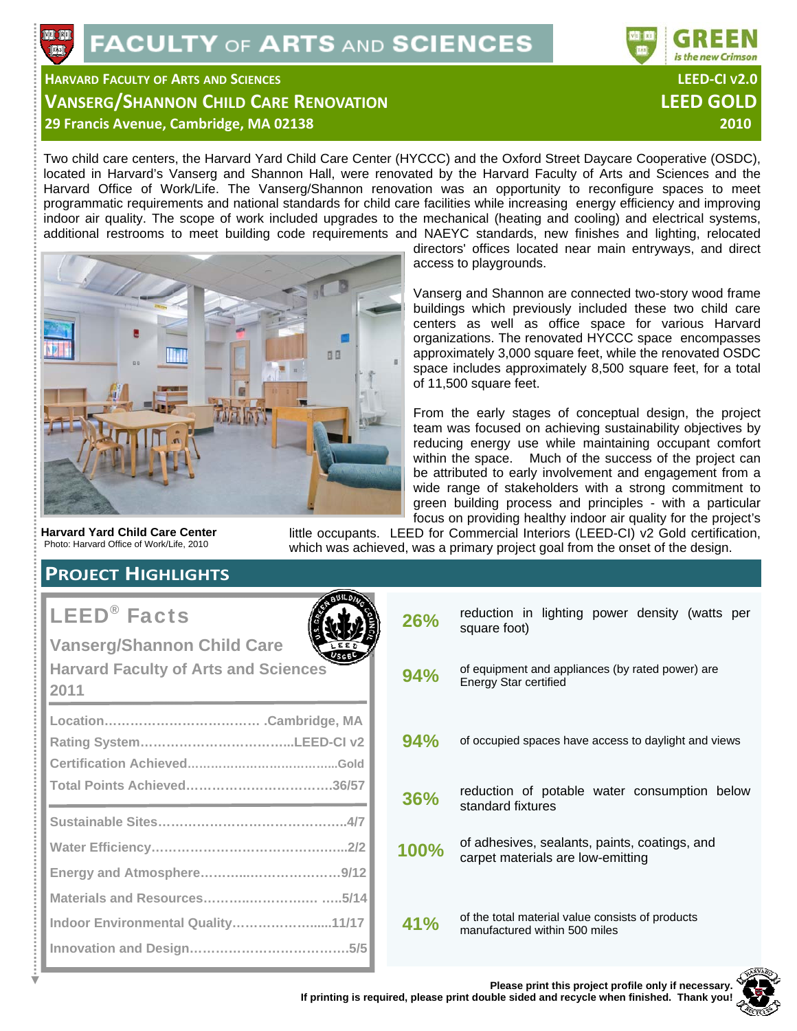# FACULTY OF ARTS AND SCIENCES

GREEN *is the new Crimson*

## HARVARD FACULTY OF ARTS AND SCIENCES
## VANSERG/SHANNON CHILD CARE RENOVATION
### 29 Francis Avenue, Cambridge, MA 02138

**LEED-CI v2.0**
**LEED GOLD**
**2010**

Two child care centers, the Harvard Yard Child Care Center (HYCCC) and the Oxford Street Daycare Cooperative (OSDC), located in Harvard's Vanserg and Shannon Hall, were renovated by the Harvard Faculty of Arts and Sciences and the Harvard Office of Work/Life. The Vanserg/Shannon renovation was an opportunity to reconfigure spaces to meet programmatic requirements and national standards for child care facilities while increasing energy efficiency and improving indoor air quality. The scope of work included upgrades to the mechanical (heating and cooling) and electrical systems, additional restrooms to meet building code requirements and NAEYC standards, new finishes and lighting, relocated directors' offices located near main entryways, and direct access to playgrounds.

**Harvard Yard Child Care Center**
Photo: Harvard Office of Work/Life, 2010

Vanserg and Shannon are connected two-story wood frame buildings which previously included these two child care centers as well as office space for various Harvard organizations. The renovated HYCCC space encompasses approximately 3,000 square feet, while the renovated OSDC space includes approximately 8,500 square feet, for a total of 11,500 square feet.

From the early stages of conceptual design, the project team was focused on achieving sustainability objectives by reducing energy use while maintaining occupant comfort within the space. Much of the success of the project can be attributed to early involvement and engagement from a wide range of stakeholders with a strong commitment to green building process and principles - with a particular focus on providing healthy indoor air quality for the project's little occupants. LEED for Commercial Interiors (LEED-CI) v2 Gold certification, which was achieved, was a primary project goal from the onset of the design.

## PROJECT HIGHLIGHTS

### LEED® Facts
**Vanserg/Shannon Child Care**
**Harvard Faculty of Arts and Sciences**
**2011**

| | |
|---|---|
| Location | Cambridge, MA |
| Rating System | LEED-CI v2 |
| Certification Achieved | Gold |
| Total Points Achieved | 36/57 |
| Sustainable Sites | 4/7 |
| Water Efficiency | 2/2 |
| Energy and Atmosphere | 9/12 |
| Materials and Resources | 5/14 |
| Indoor Environmental Quality | 11/17 |
| Innovation and Design | 5/5 |

- **26%** reduction in lighting power density (watts per square foot)
- **94%** of equipment and appliances (by rated power) are Energy Star certified
- **94%** of occupied spaces have access to daylight and views
- **36%** reduction of potable water consumption below standard fixtures
- **100%** of adhesives, sealants, paints, coatings, and carpet materials are low-emitting
- **41%** of the total material value consists of products manufactured within 500 miles

**Please print this project profile only if necessary. If printing is required, please print double sided and recycle when finished. Thank you!**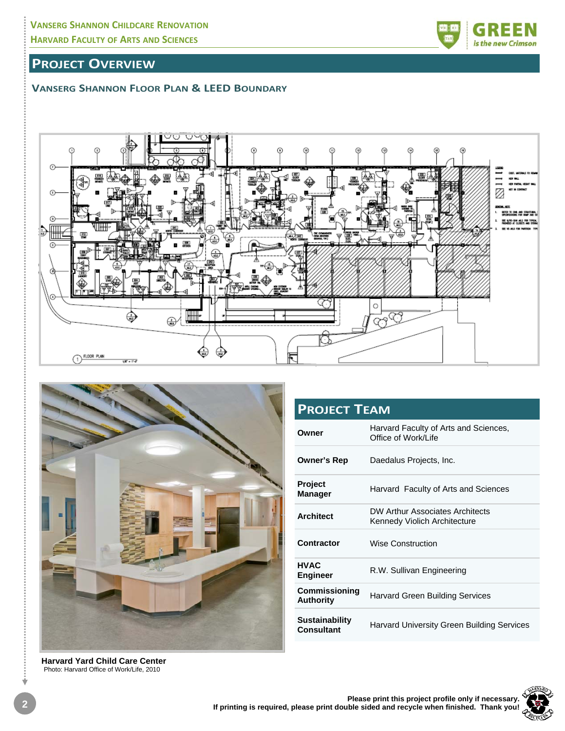## PROJECT OVERVIEW

### VANSERG SHANNON FLOOR PLAN & LEED BOUNDARY

**Harvard Yard Child Care Center**
Photo: Harvard Office of Work/Life, 2010

## PROJECT TEAM

| | |
|---|---|
| **Owner** | Harvard Faculty of Arts and Sciences, Office of Work/Life |
| **Owner's Rep** | Daedalus Projects, Inc. |
| **Project Manager** | Harvard Faculty of Arts and Sciences |
| **Architect** | DW Arthur Associates Architects Kennedy Violich Architecture |
| **Contractor** | Wise Construction |
| **HVAC Engineer** | R.W. Sullivan Engineering |
| **Commissioning Authority** | Harvard Green Building Services |
| **Sustainability Consultant** | Harvard University Green Building Services |

**Please print this project profile only if necessary.**
**If printing is required, please print double sided and recycle when finished. Thank you!**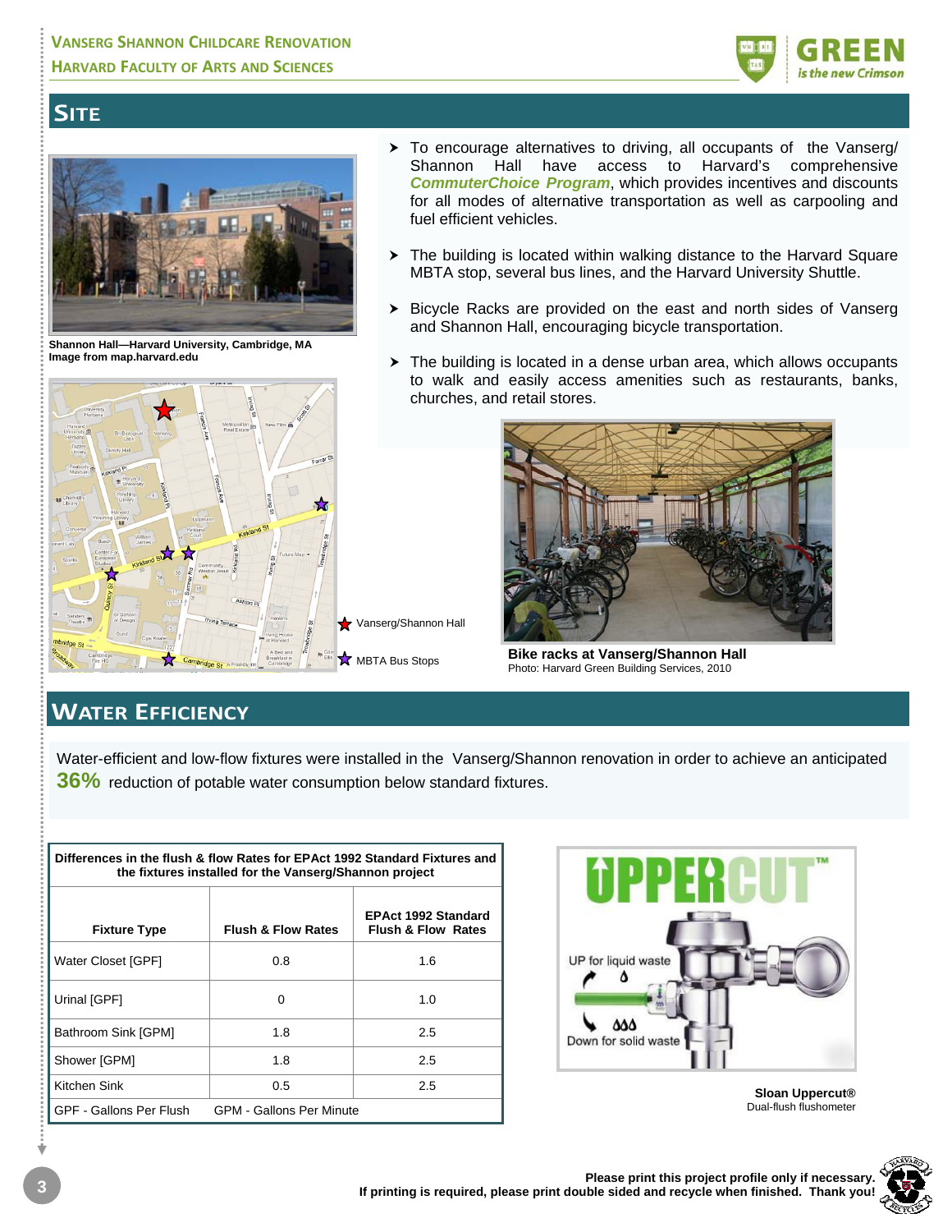## SITE

Shannon Hall—Harvard University, Cambridge, MA
Image from map.harvard.edu

Vanserg/Shannon Hall

MBTA Bus Stops

- To encourage alternatives to driving, all occupants of the Vanserg/ Shannon Hall have access to Harvard's comprehensive ***CommuterChoice Program***, which provides incentives and discounts for all modes of alternative transportation as well as carpooling and fuel efficient vehicles.
- The building is located within walking distance to the Harvard Square MBTA stop, several bus lines, and the Harvard University Shuttle.
- Bicycle Racks are provided on the east and north sides of Vanserg and Shannon Hall, encouraging bicycle transportation.
- The building is located in a dense urban area, which allows occupants to walk and easily access amenities such as restaurants, banks, churches, and retail stores.

**Bike racks at Vanserg/Shannon Hall**
Photo: Harvard Green Building Services, 2010

## WATER EFFICIENCY

Water-efficient and low-flow fixtures were installed in the Vanserg/Shannon renovation in order to achieve an anticipated **36%** reduction of potable water consumption below standard fixtures.

**Differences in the flush & flow Rates for EPAct 1992 Standard Fixtures and the fixtures installed for the Vanserg/Shannon project**

| Fixture Type | Flush & Flow Rates | EPAct 1992 Standard Flush & Flow Rates |
|---|---|---|
| Water Closet [GPF] | 0.8 | 1.6 |
| Urinal [GPF] | 0 | 1.0 |
| Bathroom Sink [GPM] | 1.8 | 2.5 |
| Shower [GPM] | 1.8 | 2.5 |
| Kitchen Sink | 0.5 | 2.5 |

GPF - Gallons Per Flush GPM - Gallons Per Minute

UPPERCUT™

UP for liquid waste

Down for solid waste

**Sloan Uppercut®**
Dual-flush flushometer

**Please print this project profile only if necessary.**
**If printing is required, please print double sided and recycle when finished. Thank you!**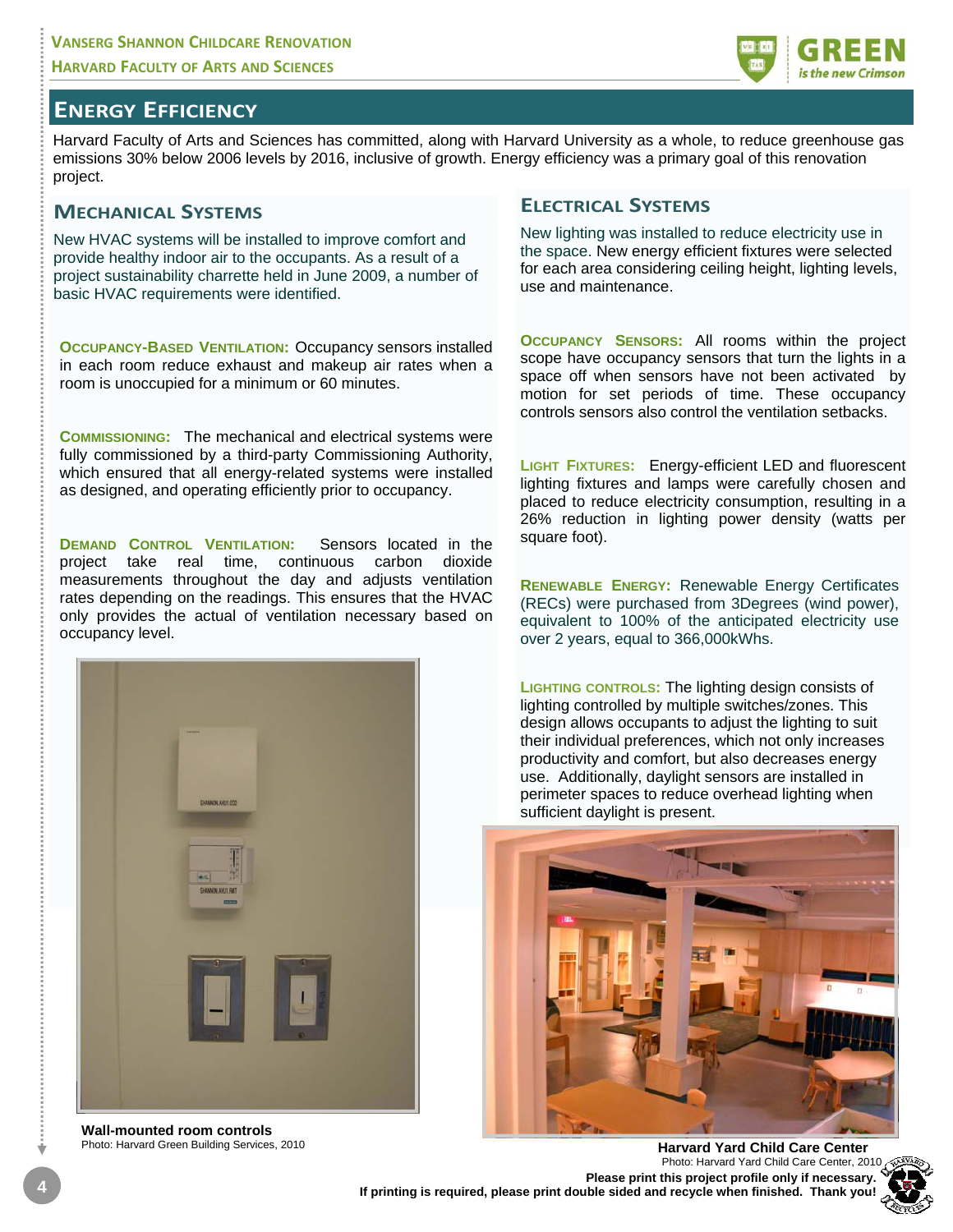## Energy Efficiency

Harvard Faculty of Arts and Sciences has committed, along with Harvard University as a whole, to reduce greenhouse gas emissions 30% below 2006 levels by 2016, inclusive of growth. Energy efficiency was a primary goal of this renovation project.

### Mechanical Systems

New HVAC systems will be installed to improve comfort and provide healthy indoor air to the occupants. As a result of a project sustainability charrette held in June 2009, a number of basic HVAC requirements were identified.

**Occupancy-Based Ventilation:** Occupancy sensors installed in each room reduce exhaust and makeup air rates when a room is unoccupied for a minimum or 60 minutes.

**Commissioning:** The mechanical and electrical systems were fully commissioned by a third-party Commissioning Authority, which ensured that all energy-related systems were installed as designed, and operating efficiently prior to occupancy.

**Demand Control Ventilation:** Sensors located in the project take real time, continuous carbon dioxide measurements throughout the day and adjusts ventilation rates depending on the readings. This ensures that the HVAC only provides the actual of ventilation necessary based on occupancy level.

**Wall-mounted room controls**
Photo: Harvard Green Building Services, 2010

### Electrical Systems

New lighting was installed to reduce electricity use in the space. New energy efficient fixtures were selected for each area considering ceiling height, lighting levels, use and maintenance.

**Occupancy Sensors:** All rooms within the project scope have occupancy sensors that turn the lights in a space off when sensors have not been activated by motion for set periods of time. These occupancy controls sensors also control the ventilation setbacks.

**Light Fixtures:** Energy-efficient LED and fluorescent lighting fixtures and lamps were carefully chosen and placed to reduce electricity consumption, resulting in a 26% reduction in lighting power density (watts per square foot).

**Renewable Energy:** Renewable Energy Certificates (RECs) were purchased from 3Degrees (wind power), equivalent to 100% of the anticipated electricity use over 2 years, equal to 366,000kWhs.

**Lighting Controls:** The lighting design consists of lighting controlled by multiple switches/zones. This design allows occupants to adjust the lighting to suit their individual preferences, which not only increases productivity and comfort, but also decreases energy use. Additionally, daylight sensors are installed in perimeter spaces to reduce overhead lighting when sufficient daylight is present.

**Harvard Yard Child Care Center**
Photo: Harvard Yard Child Care Center, 2010

**Please print this project profile only if necessary. If printing is required, please print double sided and recycle when finished. Thank you!**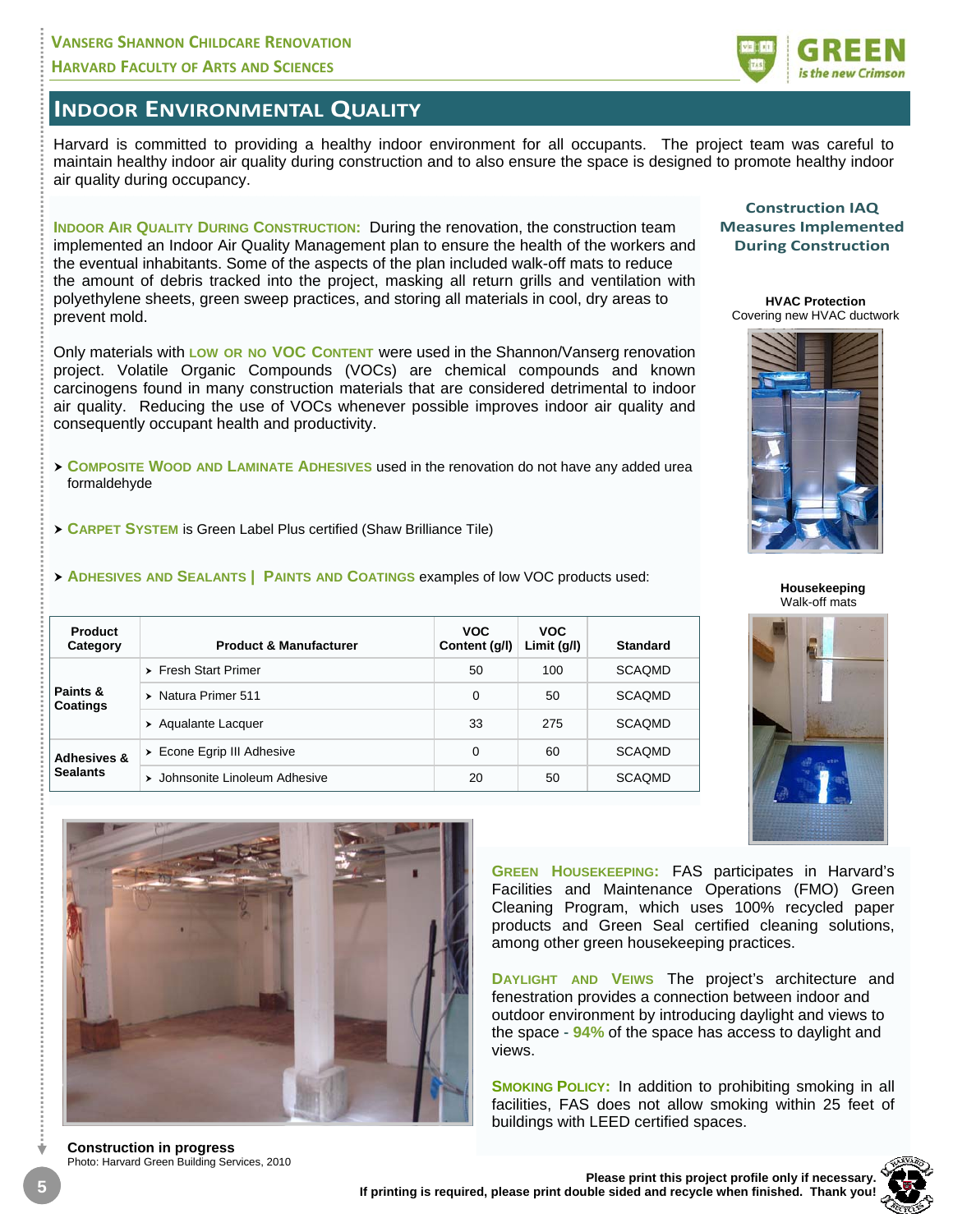# Indoor Environmental Quality

Harvard is committed to providing a healthy indoor environment for all occupants. The project team was careful to maintain healthy indoor air quality during construction and to also ensure the space is designed to promote healthy indoor air quality during occupancy.

**Indoor Air Quality During Construction:** During the renovation, the construction team implemented an Indoor Air Quality Management plan to ensure the health of the workers and the eventual inhabitants. Some of the aspects of the plan included walk-off mats to reduce the amount of debris tracked into the project, masking all return grills and ventilation with polyethylene sheets, green sweep practices, and storing all materials in cool, dry areas to prevent mold.

Only materials with **low or no VOC Content** were used in the Shannon/Vanserg renovation project. Volatile Organic Compounds (VOCs) are chemical compounds and known carcinogens found in many construction materials that are considered detrimental to indoor air quality. Reducing the use of VOCs whenever possible improves indoor air quality and consequently occupant health and productivity.

- **Composite Wood and Laminate Adhesives** used in the renovation do not have any added urea formaldehyde
- **Carpet System** is Green Label Plus certified (Shaw Brilliance Tile)
- **Adhesives and Sealants | Paints and Coatings** examples of low VOC products used:

| Product Category | Product & Manufacturer | VOC Content (g/l) | VOC Limit (g/l) | Standard |
|---|---|---|---|---|
| Paints & Coatings | Fresh Start Primer | 50 | 100 | SCAQMD |
| | Natura Primer 511 | 0 | 50 | SCAQMD |
| | Aqualante Lacquer | 33 | 275 | SCAQMD |
| Adhesives & Sealants | Econe Egrip III Adhesive | 0 | 60 | SCAQMD |
| | Johnsonite Linoleum Adhesive | 20 | 50 | SCAQMD |

## Construction IAQ Measures Implemented During Construction

**HVAC Protection**
Covering new HVAC ductwork

**Housekeeping**
Walk-off mats

**Construction in progress**
Photo: Harvard Green Building Services, 2010

**Green Housekeeping:** FAS participates in Harvard's Facilities and Maintenance Operations (FMO) Green Cleaning Program, which uses 100% recycled paper products and Green Seal certified cleaning solutions, among other green housekeeping practices.

**Daylight and Veiws** The project's architecture and fenestration provides a connection between indoor and outdoor environment by introducing daylight and views to the space - **94%** of the space has access to daylight and views.

**Smoking Policy:** In addition to prohibiting smoking in all facilities, FAS does not allow smoking within 25 feet of buildings with LEED certified spaces.

**Please print this project profile only if necessary. If printing is required, please print double sided and recycle when finished. Thank you!**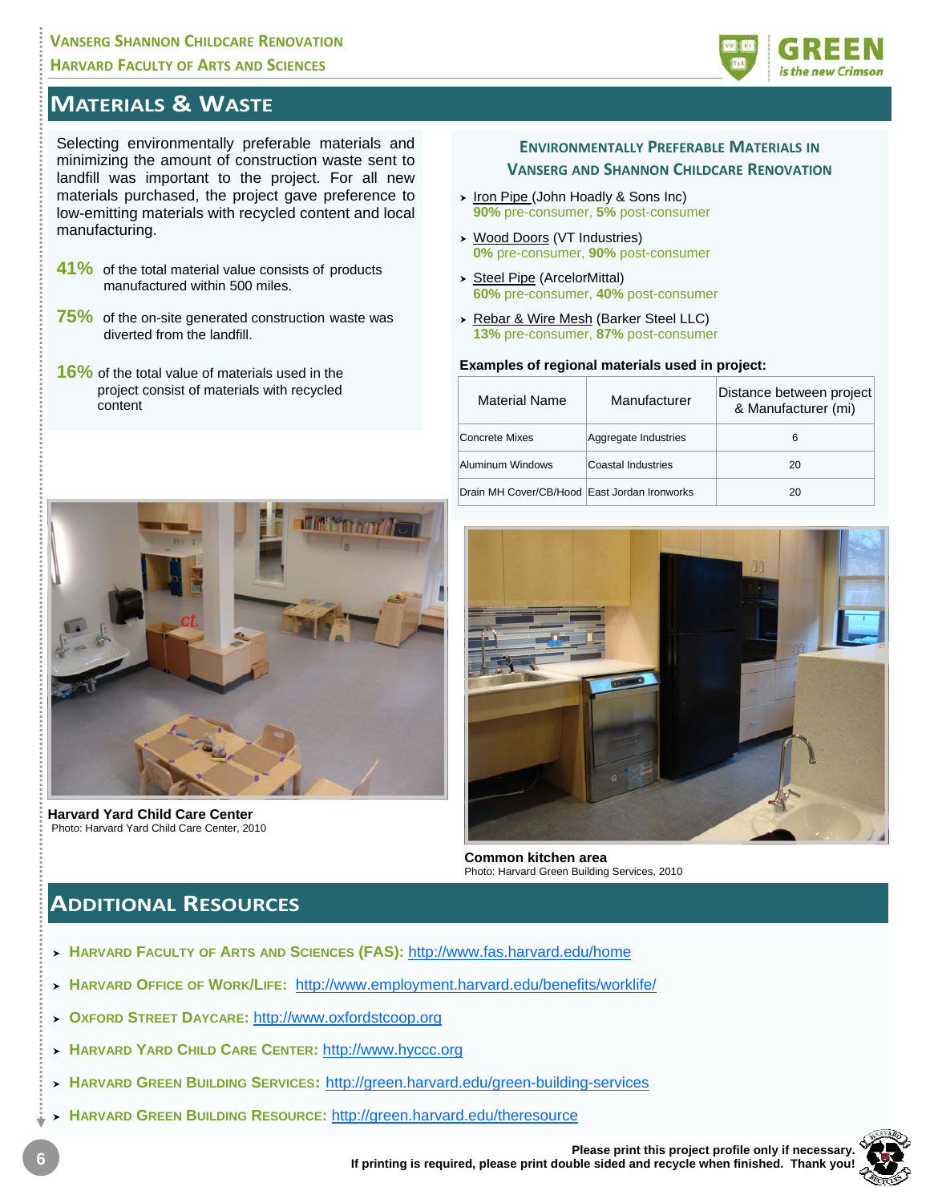## Materials & Waste

Selecting environmentally preferable materials and minimizing the amount of construction waste sent to landfill was important to the project. For all new materials purchased, the project gave preference to low-emitting materials with recycled content and local manufacturing.

**41%** of the total material value consists of products manufactured within 500 miles.

**75%** of the on-site generated construction waste was diverted from the landfill.

**16%** of the total value of materials used in the project consist of materials with recycled content

### Environmentally Preferable Materials in Vanserg and Shannon Childcare Renovation

- Iron Pipe (John Hoadly & Sons Inc)
  **90%** pre-consumer, **5%** post-consumer
- Wood Doors (VT Industries)
  **0%** pre-consumer, **90%** post-consumer
- Steel Pipe (ArcelorMittal)
  **60%** pre-consumer, **40%** post-consumer
- Rebar & Wire Mesh (Barker Steel LLC)
  **13%** pre-consumer, **87%** post-consumer

**Examples of regional materials used in project:**

| Material Name | Manufacturer | Distance between project & Manufacturer (mi) |
|---|---|---|
| Concrete Mixes | Aggregate Industries | 6 |
| Aluminum Windows | Coastal Industries | 20 |
| Drain MH Cover/CB/Hood | East Jordan Ironworks | 20 |

**Harvard Yard Child Care Center**
Photo: Harvard Yard Child Care Center, 2010

**Common kitchen area**
Photo: Harvard Green Building Services, 2010

## Additional Resources

- **Harvard Faculty of Arts and Sciences (FAS):** http://www.fas.harvard.edu/home
- **Harvard Office of Work/Life:** http://www.employment.harvard.edu/benefits/worklife/
- **Oxford Street Daycare:** http://www.oxfordstcoop.org
- **Harvard Yard Child Care Center:** http://www.hyccc.org
- **Harvard Green Building Services:** http://green.harvard.edu/green-building-services
- **Harvard Green Building Resource:** http://green.harvard.edu/theresource

**Please print this project profile only if necessary.**
**If printing is required, please print double sided and recycle when finished. Thank you!**